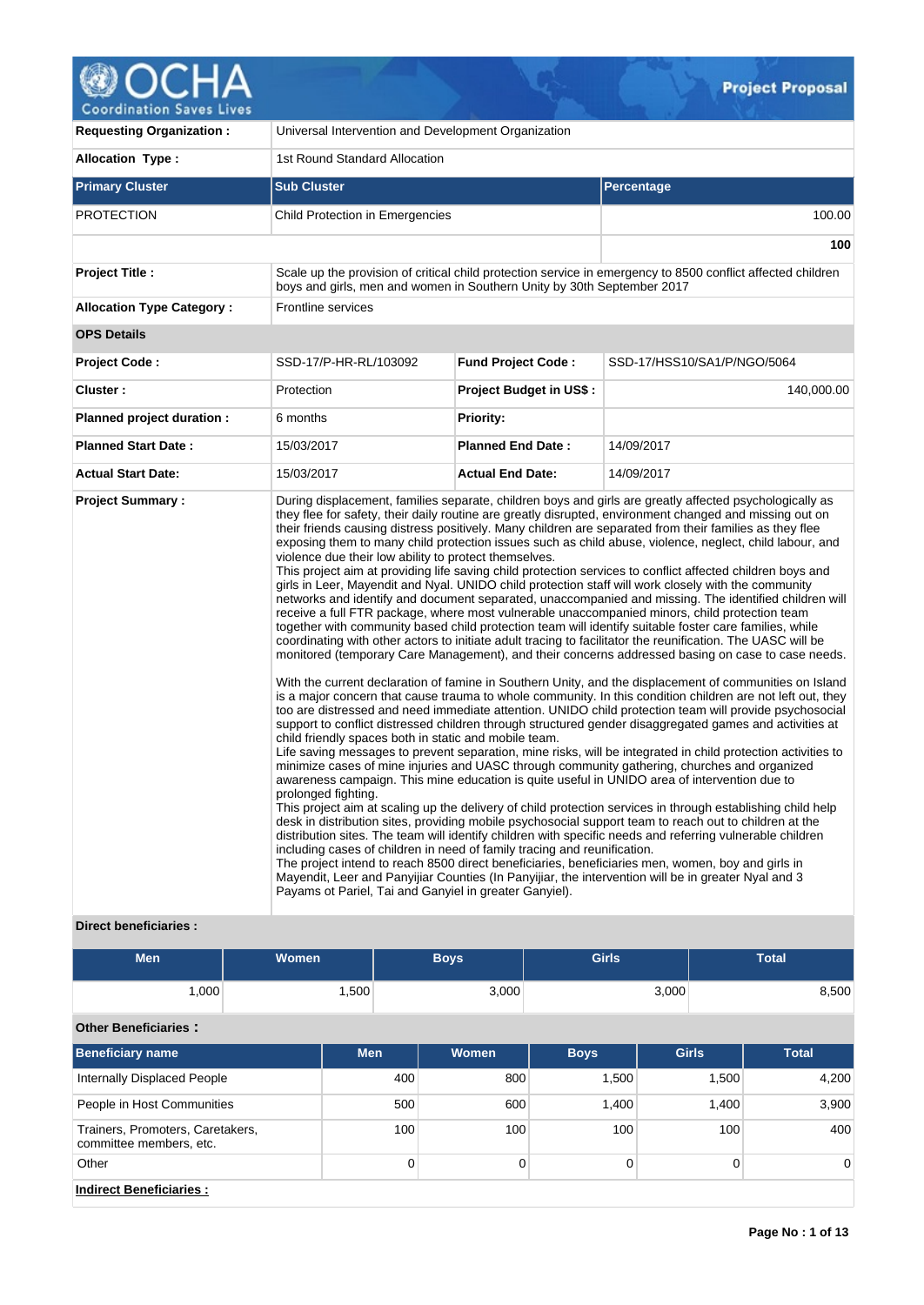# Project Proposal

| | |
|---|---|
| **Requesting Organization :** | Universal Intervention and Development Organization |
| **Allocation Type :** | 1st Round Standard Allocation |

| Primary Cluster | Sub Cluster | Percentage |
|---|---|---|
| PROTECTION | Child Protection in Emergencies | 100.00 |
| | | **100** |

| | |
|---|---|
| **Project Title :** | Scale up the provision of critical child protection service in emergency to 8500 conflict affected children boys and girls, men and women in Southern Unity by 30th September 2017 |
| **Allocation Type Category :** | Frontline services |

**OPS Details**

| | | | |
|---|---|---|---|
| **Project Code :** | SSD-17/P-HR-RL/103092 | **Fund Project Code :** | SSD-17/HSS10/SA1/P/NGO/5064 |
| **Cluster :** | Protection | **Project Budget in US$ :** | 140,000.00 |
| **Planned project duration :** | 6 months | **Priority:** | |
| **Planned Start Date :** | 15/03/2017 | **Planned End Date :** | 14/09/2017 |
| **Actual Start Date:** | 15/03/2017 | **Actual End Date:** | 14/09/2017 |

**Project Summary :**

During displacement, families separate, children boys and girls are greatly affected psychologically as they flee for safety, their daily routine are greatly disrupted, environment changed and missing out on their friends causing distress positively. Many children are separated from their families as they flee exposing them to many child protection issues such as child abuse, violence, neglect, child labour, and violence due their low ability to protect themselves.
This project aim at providing life saving child protection services to conflict affected children boys and girls in Leer, Mayendit and Nyal. UNIDO child protection staff will work closely with the community networks and identify and document separated, unaccompanied and missing. The identified children will receive a full FTR package, where most vulnerable unaccompanied minors, child protection team together with community based child protection team will identify suitable foster care families, while coordinating with other actors to initiate adult tracing to facilitator the reunification. The UASC will be monitored (temporary Care Management), and their concerns addressed basing on case to case needs.

With the current declaration of famine in Southern Unity, and the displacement of communities on Island is a major concern that cause trauma to whole community. In this condition children are not left out, they too are distressed and need immediate attention. UNIDO child protection team will provide psychosocial support to conflict distressed children through structured gender disaggregated games and activities at child friendly spaces both in static and mobile team.
Life saving messages to prevent separation, mine risks, will be integrated in child protection activities to minimize cases of mine injuries and UASC through community gathering, churches and organized awareness campaign. This mine education is quite useful in UNIDO area of intervention due to prolonged fighting.
This project aim at scaling up the delivery of child protection services in through establishing child help desk in distribution sites, providing mobile psychosocial support team to reach out to children at the distribution sites. The team will identify children with specific needs and referring vulnerable children including cases of children in need of family tracing and reunification.
The project intend to reach 8500 direct beneficiaries, beneficiaries men, women, boy and girls in Mayendit, Leer and Panyijiar Counties (In Panyijiar, the intervention will be in greater Nyal and 3 Payams ot Pariel, Tai and Ganyiel in greater Ganyiel).

**Direct beneficiaries :**

| Men | Women | Boys | Girls | Total |
|---|---|---|---|---|
| 1,000 | 1,500 | 3,000 | 3,000 | 8,500 |

**Other Beneficiaries :**

| Beneficiary name | Men | Women | Boys | Girls | Total |
|---|---|---|---|---|---|
| Internally Displaced People | 400 | 800 | 1,500 | 1,500 | 4,200 |
| People in Host Communities | 500 | 600 | 1,400 | 1,400 | 3,900 |
| Trainers, Promoters, Caretakers, committee members, etc. | 100 | 100 | 100 | 100 | 400 |
| Other | 0 | 0 | 0 | 0 | 0 |

**Indirect Beneficiaries :**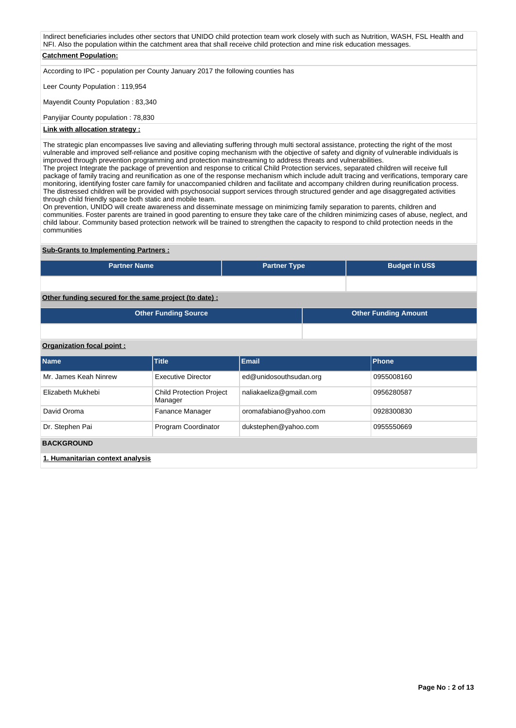Indirect beneficiaries includes other sectors that UNIDO child protection team work closely with such as Nutrition, WASH, FSL Health and NFI. Also the population within the catchment area that shall receive child protection and mine risk education messages.

**Catchment Population:**

According to IPC - population per County January 2017 the following counties has

Leer County Population : 119,954

Mayendit County Population : 83,340

Panyijiar County population : 78,830

**Link with allocation strategy :**

The strategic plan encompasses live saving and alleviating suffering through multi sectoral assistance, protecting the right of the most vulnerable and improved self-reliance and positive coping mechanism with the objective of safety and dignity of vulnerable individuals is improved through prevention programming and protection mainstreaming to address threats and vulnerabilities.
The project Integrate the package of prevention and response to critical Child Protection services, separated children will receive full package of family tracing and reunification as one of the response mechanism which include adult tracing and verifications, temporary care monitoring, identifying foster care family for unaccompanied children and facilitate and accompany children during reunification process. The distressed children will be provided with psychosocial support services through structured gender and age disaggregated activities through child friendly space both static and mobile team.
On prevention, UNIDO will create awareness and disseminate message on minimizing family separation to parents, children and communities. Foster parents are trained in good parenting to ensure they take care of the children minimizing cases of abuse, neglect, and child labour. Community based protection network will be trained to strengthen the capacity to respond to child protection needs in the communities

**Sub-Grants to Implementing Partners :**

| Partner Name | Partner Type | Budget in US$ |
|---|---|---|
| | | |

**Other funding secured for the same project (to date) :**

| Other Funding Source | Other Funding Amount |
|---|---|
| | |

**Organization focal point :**

| Name | Title | Email | Phone |
|---|---|---|---|
| Mr. James Keah Ninrew | Executive Director | ed@unidosouthsudan.org | 0955008160 |
| Elizabeth Mukhebi | Child Protection Project Manager | naliakaeliza@gmail.com | 0956280587 |
| David Oroma | Fanance Manager | oromafabiano@yahoo.com | 0928300830 |
| Dr. Stephen Pai | Program Coordinator | dukstephen@yahoo.com | 0955550669 |

## BACKGROUND

**1. Humanitarian context analysis**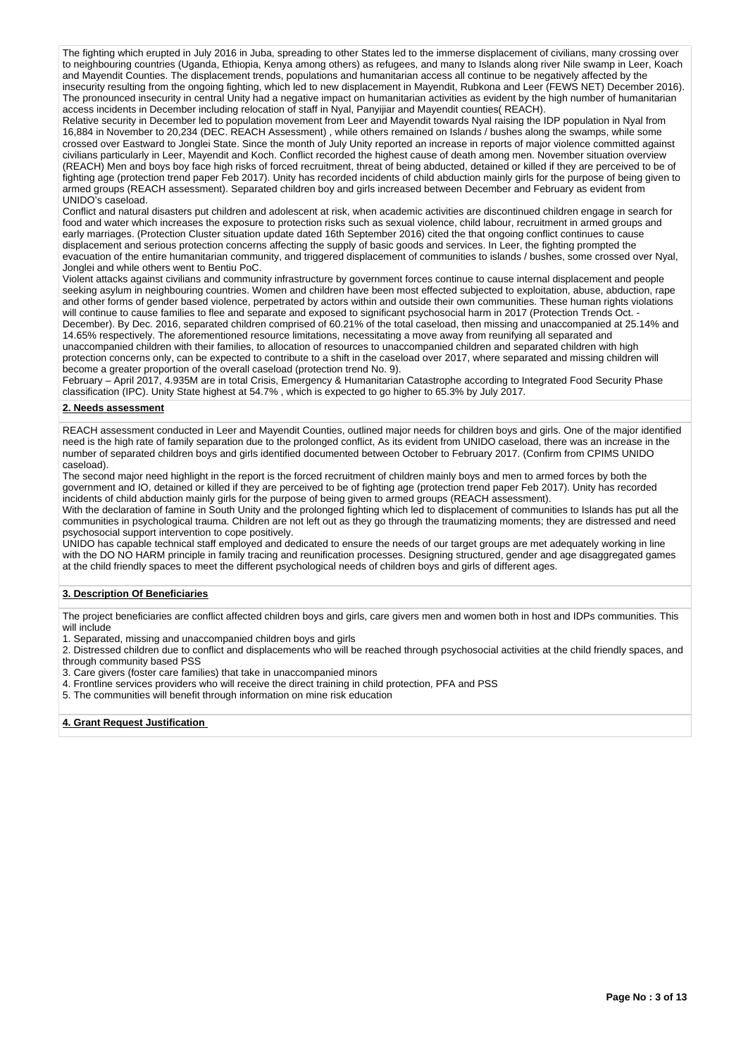The fighting which erupted in July 2016 in Juba, spreading to other States led to the immerse displacement of civilians, many crossing over to neighbouring countries (Uganda, Ethiopia, Kenya among others) as refugees, and many to Islands along river Nile swamp in Leer, Koach and Mayendit Counties. The displacement trends, populations and humanitarian access all continue to be negatively affected by the insecurity resulting from the ongoing fighting, which led to new displacement in Mayendit, Rubkona and Leer (FEWS NET) December 2016). The pronounced insecurity in central Unity had a negative impact on humanitarian activities as evident by the high number of humanitarian access incidents in December including relocation of staff in Nyal, Panyijiar and Mayendit counties( REACH).

Relative security in December led to population movement from Leer and Mayendit towards Nyal raising the IDP population in Nyal from 16,884 in November to 20,234 (DEC. REACH Assessment) , while others remained on Islands / bushes along the swamps, while some crossed over Eastward to Jonglei State. Since the month of July Unity reported an increase in reports of major violence committed against civilians particularly in Leer, Mayendit and Koch. Conflict recorded the highest cause of death among men. November situation overview (REACH) Men and boys boy face high risks of forced recruitment, threat of being abducted, detained or killed if they are perceived to be of fighting age (protection trend paper Feb 2017). Unity has recorded incidents of child abduction mainly girls for the purpose of being given to armed groups (REACH assessment). Separated children boy and girls increased between December and February as evident from UNIDO's caseload.

Conflict and natural disasters put children and adolescent at risk, when academic activities are discontinued children engage in search for food and water which increases the exposure to protection risks such as sexual violence, child labour, recruitment in armed groups and early marriages. (Protection Cluster situation update dated 16th September 2016) cited the that ongoing conflict continues to cause displacement and serious protection concerns affecting the supply of basic goods and services. In Leer, the fighting prompted the evacuation of the entire humanitarian community, and triggered displacement of communities to islands / bushes, some crossed over Nyal, Jonglei and while others went to Bentiu PoC.

Violent attacks against civilians and community infrastructure by government forces continue to cause internal displacement and people seeking asylum in neighbouring countries. Women and children have been most effected subjected to exploitation, abuse, abduction, rape and other forms of gender based violence, perpetrated by actors within and outside their own communities. These human rights violations will continue to cause families to flee and separate and exposed to significant psychosocial harm in 2017 (Protection Trends Oct. - December). By Dec. 2016, separated children comprised of 60.21% of the total caseload, then missing and unaccompanied at 25.14% and 14.65% respectively. The aforementioned resource limitations, necessitating a move away from reunifying all separated and unaccompanied children with their families, to allocation of resources to unaccompanied children and separated children with high protection concerns only, can be expected to contribute to a shift in the caseload over 2017, where separated and missing children will become a greater proportion of the overall caseload (protection trend No. 9).

February – April 2017, 4.935M are in total Crisis, Emergency & Humanitarian Catastrophe according to Integrated Food Security Phase classification (IPC). Unity State highest at 54.7% , which is expected to go higher to 65.3% by July 2017.

**2. Needs assessment**

REACH assessment conducted in Leer and Mayendit Counties, outlined major needs for children boys and girls. One of the major identified need is the high rate of family separation due to the prolonged conflict, As its evident from UNIDO caseload, there was an increase in the number of separated children boys and girls identified documented between October to February 2017. (Confirm from CPIMS UNIDO caseload).

The second major need highlight in the report is the forced recruitment of children mainly boys and men to armed forces by both the government and IO, detained or killed if they are perceived to be of fighting age (protection trend paper Feb 2017). Unity has recorded incidents of child abduction mainly girls for the purpose of being given to armed groups (REACH assessment).

With the declaration of famine in South Unity and the prolonged fighting which led to displacement of communities to Islands has put all the communities in psychological trauma. Children are not left out as they go through the traumatizing moments; they are distressed and need psychosocial support intervention to cope positively.

UNIDO has capable technical staff employed and dedicated to ensure the needs of our target groups are met adequately working in line with the DO NO HARM principle in family tracing and reunification processes. Designing structured, gender and age disaggregated games at the child friendly spaces to meet the different psychological needs of children boys and girls of different ages.

**3. Description Of Beneficiaries**

The project beneficiaries are conflict affected children boys and girls, care givers men and women both in host and IDPs communities. This will include

1. Separated, missing and unaccompanied children boys and girls
2. Distressed children due to conflict and displacements who will be reached through psychosocial activities at the child friendly spaces, and through community based PSS
3. Care givers (foster care families) that take in unaccompanied minors
4. Frontline services providers who will receive the direct training in child protection, PFA and PSS
5. The communities will benefit through information on mine risk education

**4. Grant Request Justification**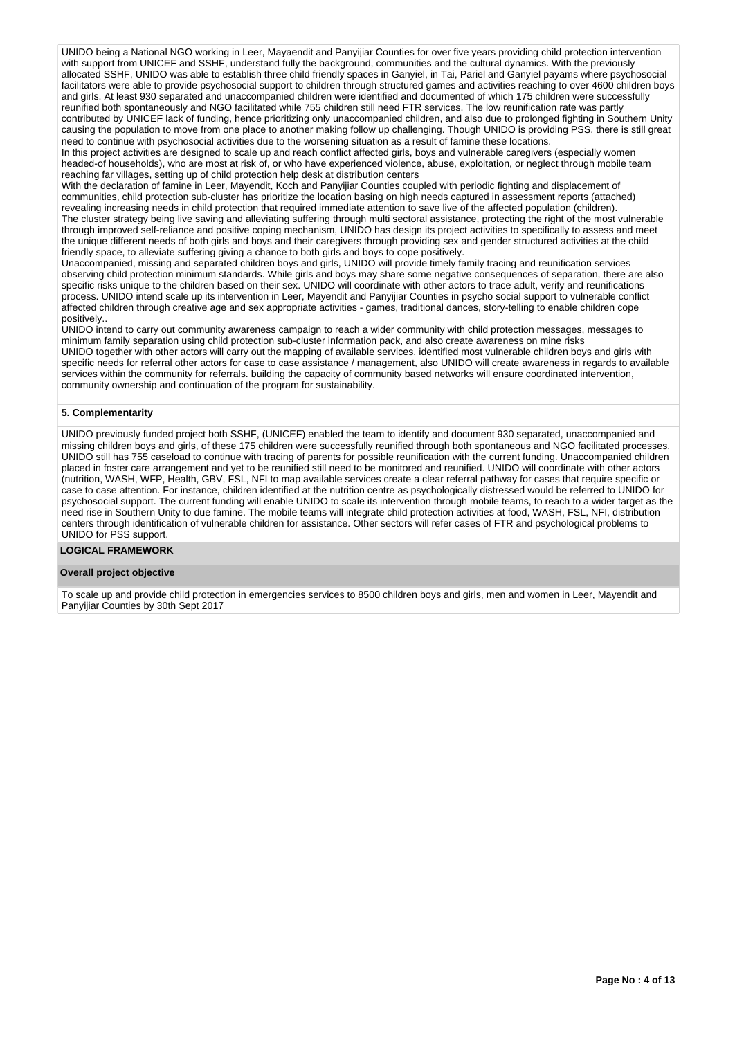UNIDO being a National NGO working in Leer, Mayaendit and Panyijiar Counties for over five years providing child protection intervention with support from UNICEF and SSHF, understand fully the background, communities and the cultural dynamics. With the previously allocated SSHF, UNIDO was able to establish three child friendly spaces in Ganyiel, in Tai, Pariel and Ganyiel payams where psychosocial facilitators were able to provide psychosocial support to children through structured games and activities reaching to over 4600 children boys and girls. At least 930 separated and unaccompanied children were identified and documented of which 175 children were successfully reunified both spontaneously and NGO facilitated while 755 children still need FTR services. The low reunification rate was partly contributed by UNICEF lack of funding, hence prioritizing only unaccompanied children, and also due to prolonged fighting in Southern Unity causing the population to move from one place to another making follow up challenging. Though UNIDO is providing PSS, there is still great need to continue with psychosocial activities due to the worsening situation as a result of famine these locations.
In this project activities are designed to scale up and reach conflict affected girls, boys and vulnerable caregivers (especially women headed-of households), who are most at risk of, or who have experienced violence, abuse, exploitation, or neglect through mobile team reaching far villages, setting up of child protection help desk at distribution centers
With the declaration of famine in Leer, Mayendit, Koch and Panyijiar Counties coupled with periodic fighting and displacement of communities, child protection sub-cluster has prioritize the location basing on high needs captured in assessment reports (attached) revealing increasing needs in child protection that required immediate attention to save live of the affected population (children).
The cluster strategy being live saving and alleviating suffering through multi sectoral assistance, protecting the right of the most vulnerable through improved self-reliance and positive coping mechanism, UNIDO has design its project activities to specifically to assess and meet the unique different needs of both girls and boys and their caregivers through providing sex and gender structured activities at the child friendly space, to alleviate suffering giving a chance to both girls and boys to cope positively.
Unaccompanied, missing and separated children boys and girls, UNIDO will provide timely family tracing and reunification services observing child protection minimum standards. While girls and boys may share some negative consequences of separation, there are also specific risks unique to the children based on their sex. UNIDO will coordinate with other actors to trace adult, verify and reunifications process. UNIDO intend scale up its intervention in Leer, Mayendit and Panyijiar Counties in psycho social support to vulnerable conflict affected children through creative age and sex appropriate activities - games, traditional dances, story-telling to enable children cope positively..
UNIDO intend to carry out community awareness campaign to reach a wider community with child protection messages, messages to minimum family separation using child protection sub-cluster information pack, and also create awareness on mine risks
UNIDO together with other actors will carry out the mapping of available services, identified most vulnerable children boys and girls with specific needs for referral other actors for case to case assistance / management, also UNIDO will create awareness in regards to available services within the community for referrals. building the capacity of community based networks will ensure coordinated intervention, community ownership and continuation of the program for sustainability.

**5. Complementarity**

UNIDO previously funded project both SSHF, (UNICEF) enabled the team to identify and document 930 separated, unaccompanied and missing children boys and girls, of these 175 children were successfully reunified through both spontaneous and NGO facilitated processes, UNIDO still has 755 caseload to continue with tracing of parents for possible reunification with the current funding. Unaccompanied children placed in foster care arrangement and yet to be reunified still need to be monitored and reunified. UNIDO will coordinate with other actors (nutrition, WASH, WFP, Health, GBV, FSL, NFI to map available services create a clear referral pathway for cases that require specific or case to case attention. For instance, children identified at the nutrition centre as psychologically distressed would be referred to UNIDO for psychosocial support. The current funding will enable UNIDO to scale its intervention through mobile teams, to reach to a wider target as the need rise in Southern Unity to due famine. The mobile teams will integrate child protection activities at food, WASH, FSL, NFI, distribution centers through identification of vulnerable children for assistance. Other sectors will refer cases of FTR and psychological problems to UNIDO for PSS support.

**LOGICAL FRAMEWORK**

**Overall project objective**

To scale up and provide child protection in emergencies services to 8500 children boys and girls, men and women in Leer, Mayendit and Panyijiar Counties by 30th Sept 2017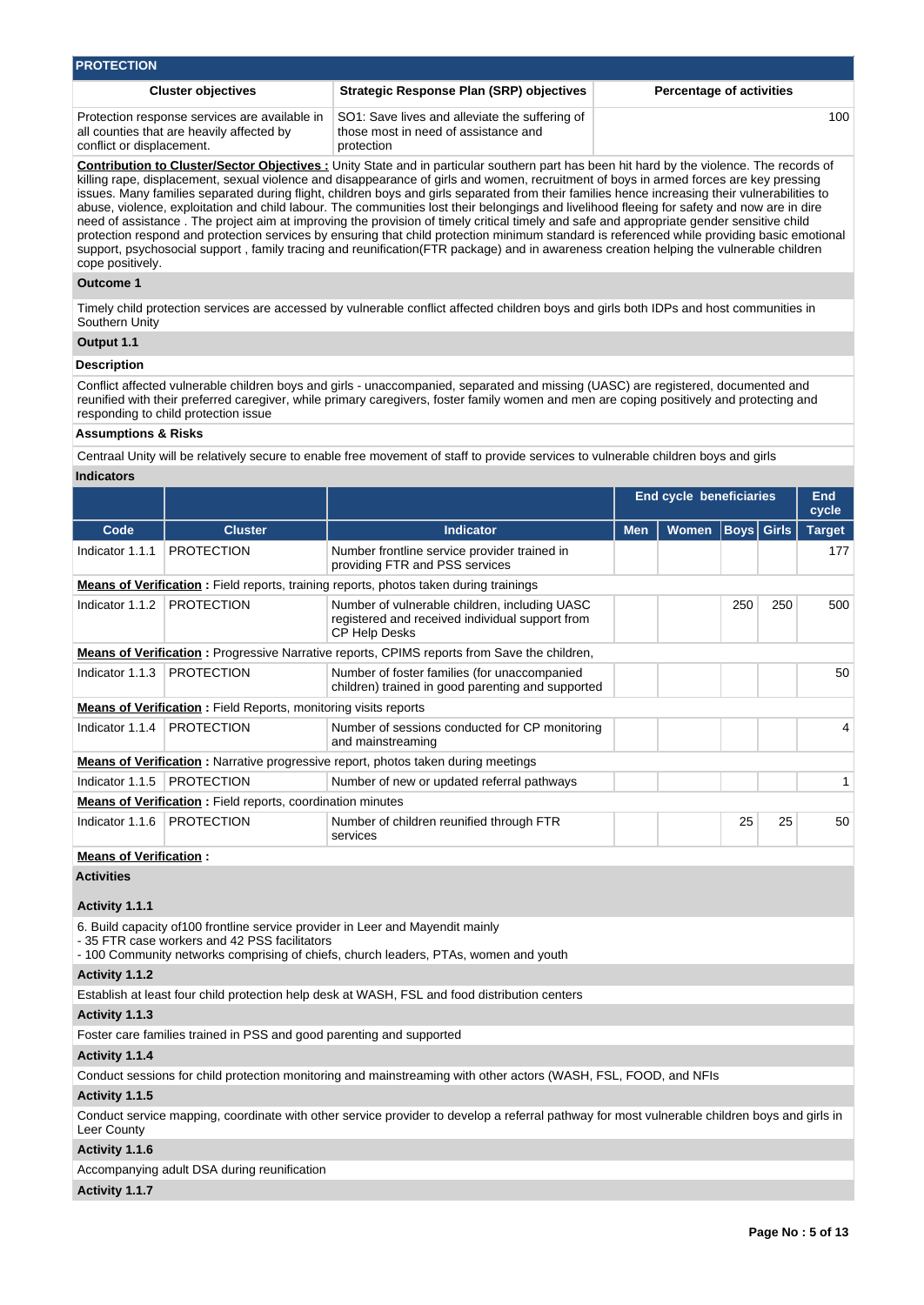## PROTECTION

| Cluster objectives | Strategic Response Plan (SRP) objectives | Percentage of activities |
|---|---|---|
| Protection response services are available in all counties that are heavily affected by conflict or displacement. | SO1: Save lives and alleviate the suffering of those most in need of assistance and protection | 100 |

**Contribution to Cluster/Sector Objectives :** Unity State and in particular southern part has been hit hard by the violence. The records of killing rape, displacement, sexual violence and disappearance of girls and women, recruitment of boys in armed forces are key pressing issues. Many families separated during flight, children boys and girls separated from their families hence increasing their vulnerabilities to abuse, violence, exploitation and child labour. The communities lost their belongings and livelihood fleeing for safety and now are in dire need of assistance . The project aim at improving the provision of timely critical timely and safe and appropriate gender sensitive child protection respond and protection services by ensuring that child protection minimum standard is referenced while providing basic emotional support, psychosocial support , family tracing and reunification(FTR package) and in awareness creation helping the vulnerable children cope positively.

**Outcome 1**

Timely child protection services are accessed by vulnerable conflict affected children boys and girls both IDPs and host communities in Southern Unity

**Output 1.1**

**Description**

Conflict affected vulnerable children boys and girls - unaccompanied, separated and missing (UASC) are registered, documented and reunified with their preferred caregiver, while primary caregivers, foster family women and men are coping positively and protecting and responding to child protection issue

**Assumptions & Risks**

Centraal Unity will be relatively secure to enable free movement of staff to provide services to vulnerable children boys and girls

**Indicators**

| | | | End cycle beneficiaries | | | | End cycle |
|---|---|---|---|---|---|---|---|
| Code | Cluster | Indicator | Men | Women | Boys | Girls | Target |
| Indicator 1.1.1 | PROTECTION | Number frontline service provider trained in providing FTR and PSS services | | | | | 177 |
| **Means of Verification :** Field reports, training reports, photos taken during trainings | | | | | | | |
| Indicator 1.1.2 | PROTECTION | Number of vulnerable children, including UASC registered and received individual support from CP Help Desks | | | 250 | 250 | 500 |
| **Means of Verification :** Progressive Narrative reports, CPIMS reports from Save the children, | | | | | | | |
| Indicator 1.1.3 | PROTECTION | Number of foster families (for unaccompanied children) trained in good parenting and supported | | | | | 50 |
| **Means of Verification :** Field Reports, monitoring visits reports | | | | | | | |
| Indicator 1.1.4 | PROTECTION | Number of sessions conducted for CP monitoring and mainstreaming | | | | | 4 |
| **Means of Verification :** Narrative progressive report, photos taken during meetings | | | | | | | |
| Indicator 1.1.5 | PROTECTION | Number of new or updated referral pathways | | | | | 1 |
| **Means of Verification :** Field reports, coordination minutes | | | | | | | |
| Indicator 1.1.6 | PROTECTION | Number of children reunified through FTR services | | | 25 | 25 | 50 |
| **Means of Verification :** | | | | | | | |

**Activities**

**Activity 1.1.1**

6. Build capacity of100 frontline service provider in Leer and Mayendit mainly
- 35 FTR case workers and 42 PSS facilitators
- 100 Community networks comprising of chiefs, church leaders, PTAs, women and youth

**Activity 1.1.2**

Establish at least four child protection help desk at WASH, FSL and food distribution centers

**Activity 1.1.3**

Foster care families trained in PSS and good parenting and supported

**Activity 1.1.4**

Conduct sessions for child protection monitoring and mainstreaming with other actors (WASH, FSL, FOOD, and NFIs

**Activity 1.1.5**

Conduct service mapping, coordinate with other service provider to develop a referral pathway for most vulnerable children boys and girls in Leer County

**Activity 1.1.6**

Accompanying adult DSA during reunification

**Activity 1.1.7**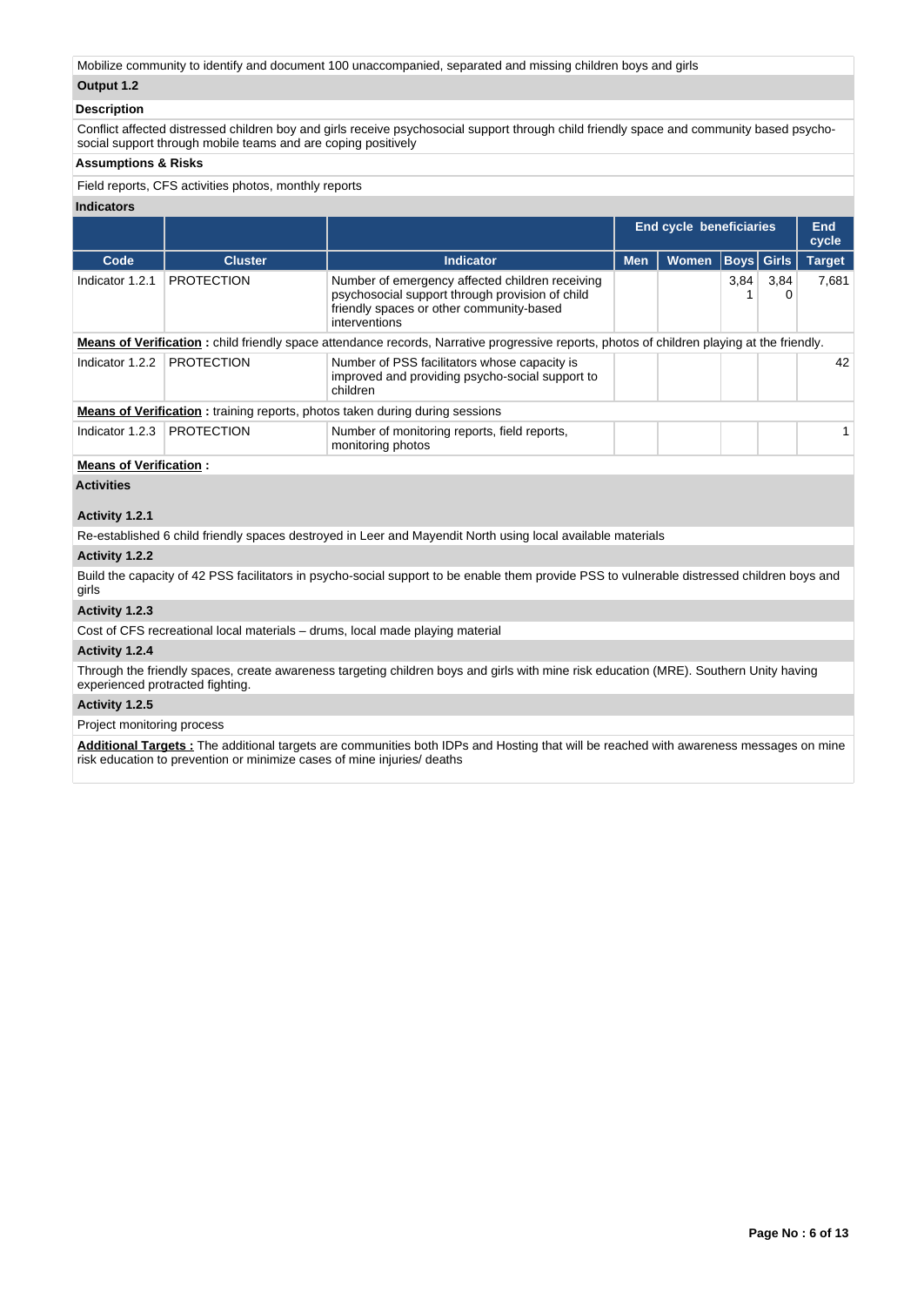Mobilize community to identify and document 100 unaccompanied, separated and missing children boys and girls

**Output 1.2**

**Description**

Conflict affected distressed children boy and girls receive psychosocial support through child friendly space and community based psycho-social support through mobile teams and are coping positively

**Assumptions & Risks**

Field reports, CFS activities photos, monthly reports

**Indicators**

| | | | End cycle beneficiaries | | | | End cycle |
|---|---|---|---|---|---|---|---|
| **Code** | **Cluster** | **Indicator** | **Men** | **Women** | **Boys** | **Girls** | **Target** |
| Indicator 1.2.1 | PROTECTION | Number of emergency affected children receiving psychosocial support through provision of child friendly spaces or other community-based interventions | | | 3,841 | 3,840 | 7,681 |

**Means of Verification :** child friendly space attendance records, Narrative progressive reports, photos of children playing at the friendly.

| | | | | | | | |
|---|---|---|---|---|---|---|---|
| Indicator 1.2.2 | PROTECTION | Number of PSS facilitators whose capacity is improved and providing psycho-social support to children | | | | | 42 |

**Means of Verification :** training reports, photos taken during during sessions

| | | | | | | | |
|---|---|---|---|---|---|---|---|
| Indicator 1.2.3 | PROTECTION | Number of monitoring reports, field reports, monitoring photos | | | | | 1 |

**Means of Verification :**

**Activities**

**Activity 1.2.1**

Re-established 6 child friendly spaces destroyed in Leer and Mayendit North using local available materials

**Activity 1.2.2**

Build the capacity of 42 PSS facilitators in psycho-social support to be enable them provide PSS to vulnerable distressed children boys and girls

**Activity 1.2.3**

Cost of CFS recreational local materials – drums, local made playing material

**Activity 1.2.4**

Through the friendly spaces, create awareness targeting children boys and girls with mine risk education (MRE). Southern Unity having experienced protracted fighting.

**Activity 1.2.5**

Project monitoring process

**Additional Targets :** The additional targets are communities both IDPs and Hosting that will be reached with awareness messages on mine risk education to prevention or minimize cases of mine injuries/ deaths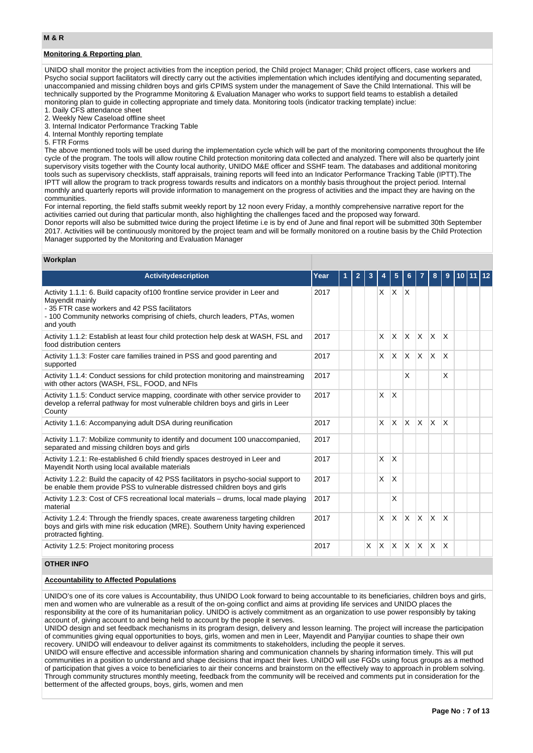## M & R

### Monitoring & Reporting plan

UNIDO shall monitor the project activities from the inception period, the Child project Manager; Child project officers, case workers and Psycho social support facilitators will directly carry out the activities implementation which includes identifying and documenting separated, unaccompanied and missing children boys and girls CPIMS system under the management of Save the Child International. This will be technically supported by the Programme Monitoring & Evaluation Manager who works to support field teams to establish a detailed monitoring plan to guide in collecting appropriate and timely data. Monitoring tools (indicator tracking template) inclue:

1. Daily CFS attendance sheet
2. Weekly New Caseload offline sheet
3. Internal Indicator Performance Tracking Table
4. Internal Monthly reporting template
5. FTR Forms

The above mentioned tools will be used during the implementation cycle which will be part of the monitoring components throughout the life cycle of the program. The tools will allow routine Child protection monitoring data collected and analyzed. There will also be quarterly joint supervisory visits together with the County local authority, UNIDO M&E officer and SSHF team. The databases and additional monitoring tools such as supervisory checklists, staff appraisals, training reports will feed into an Indicator Performance Tracking Table (IPTT).The IPTT will allow the program to track progress towards results and indicators on a monthly basis throughout the project period. Internal monthly and quarterly reports will provide information to management on the progress of activities and the impact they are having on the communities.

For internal reporting, the field staffs submit weekly report by 12 noon every Friday, a monthly comprehensive narrative report for the activities carried out during that particular month, also highlighting the challenges faced and the proposed way forward.

Donor reports will also be submitted twice during the project lifetime i.e is by end of June and final report will be submitted 30th September 2017. Activities will be continuously monitored by the project team and will be formally monitored on a routine basis by the Child Protection Manager supported by the Monitoring and Evaluation Manager

### Workplan

| Activitydescription | Year | 1 | 2 | 3 | 4 | 5 | 6 | 7 | 8 | 9 | 10 | 11 | 12 |
|---|---|---|---|---|---|---|---|---|---|---|---|---|---|
| Activity 1.1.1: 6. Build capacity of100 frontline service provider in Leer and Mayendit mainly<br>- 35 FTR case workers and 42 PSS facilitators<br>- 100 Community networks comprising of chiefs, church leaders, PTAs, women and youth | 2017 | | | | X | X | X | | | | | | |
| Activity 1.1.2: Establish at least four child protection help desk at WASH, FSL and food distribution centers | 2017 | | | | X | X | X | X | X | X | | | |
| Activity 1.1.3: Foster care families trained in PSS and good parenting and supported | 2017 | | | | X | X | X | X | X | X | | | |
| Activity 1.1.4: Conduct sessions for child protection monitoring and mainstreaming with other actors (WASH, FSL, FOOD, and NFIs | 2017 | | | | | | X | | | X | | | |
| Activity 1.1.5: Conduct service mapping, coordinate with other service provider to develop a referral pathway for most vulnerable children boys and girls in Leer County | 2017 | | | | X | X | | | | | | | |
| Activity 1.1.6: Accompanying adult DSA during reunification | 2017 | | | | X | X | X | X | X | X | | | |
| Activity 1.1.7: Mobilize community to identify and document 100 unaccompanied, separated and missing children boys and girls | 2017 | | | | | | | | | | | | |
| Activity 1.2.1: Re-established 6 child friendly spaces destroyed in Leer and Mayendit North using local available materials | 2017 | | | | X | X | | | | | | | |
| Activity 1.2.2: Build the capacity of 42 PSS facilitators in psycho-social support to be enable them provide PSS to vulnerable distressed children boys and girls | 2017 | | | | X | X | | | | | | | |
| Activity 1.2.3: Cost of CFS recreational local materials – drums, local made playing material | 2017 | | | | | X | | | | | | | |
| Activity 1.2.4: Through the friendly spaces, create awareness targeting children boys and girls with mine risk education (MRE). Southern Unity having experienced protracted fighting. | 2017 | | | | X | X | X | X | X | X | | | |
| Activity 1.2.5: Project monitoring process | 2017 | | | X | X | X | X | X | X | X | | | |

## OTHER INFO

### Accountability to Affected Populations

UNIDO's one of its core values is Accountability, thus UNIDO Look forward to being accountable to its beneficiaries, children boys and girls, men and women who are vulnerable as a result of the on-going conflict and aims at providing life services and UNIDO places the responsibility at the core of its humanitarian policy. UNIDO is actively commitment as an organization to use power responsibly by taking account of, giving account to and being held to account by the people it serves.

UNIDO design and set feedback mechanisms in its program design, delivery and lesson learning. The project will increase the participation of communities giving equal opportunities to boys, girls, women and men in Leer, Mayendit and Panyijiar counties to shape their own recovery. UNIDO will endeavour to deliver against its commitments to stakeholders, including the people it serves.

UNIDO will ensure effective and accessible information sharing and communication channels by sharing information timely. This will put communities in a position to understand and shape decisions that impact their lives. UNIDO will use FGDs using focus groups as a method of participation that gives a voice to beneficiaries to air their concerns and brainstorm on the effectively way to approach in problem solving. Through community structures monthly meeting, feedback from the community will be received and comments put in consideration for the betterment of the affected groups, boys, girls, women and men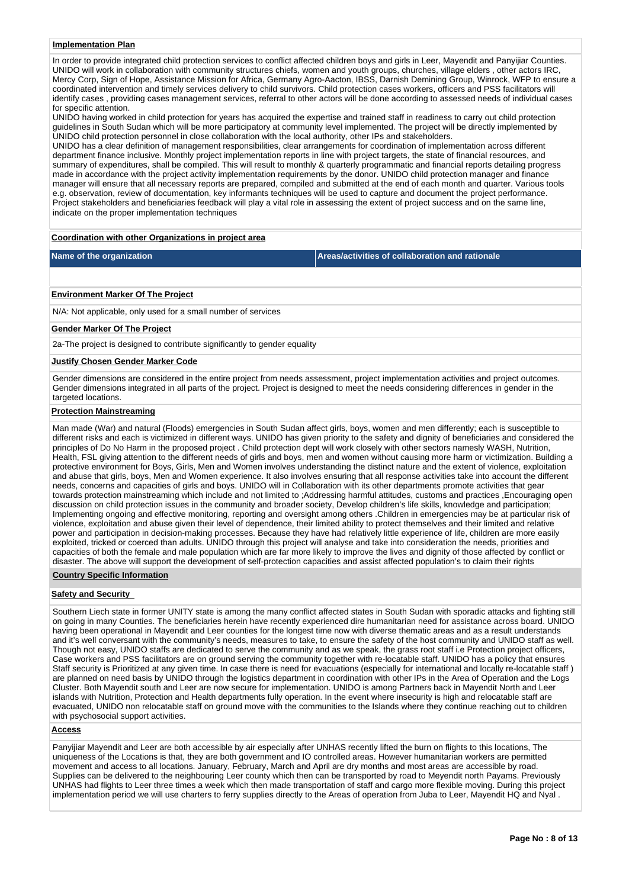**Implementation Plan**

In order to provide integrated child protection services to conflict affected children boys and girls in Leer, Mayendit and Panyijiar Counties. UNIDO will work in collaboration with community structures chiefs, women and youth groups, churches, village elders , other actors IRC, Mercy Corp, Sign of Hope, Assistance Mission for Africa, Germany Agro-Aacton, IBSS, Darnish Demining Group, Winrock, WFP to ensure a coordinated intervention and timely services delivery to child survivors. Child protection cases workers, officers and PSS facilitators will identify cases , providing cases management services, referral to other actors will be done according to assessed needs of individual cases for specific attention.

UNIDO having worked in child protection for years has acquired the expertise and trained staff in readiness to carry out child protection guidelines in South Sudan which will be more participatory at community level implemented. The project will be directly implemented by UNIDO child protection personnel in close collaboration with the local authority, other IPs and stakeholders.

UNIDO has a clear definition of management responsibilities, clear arrangements for coordination of implementation across different department finance inclusive. Monthly project implementation reports in line with project targets, the state of financial resources, and summary of expenditures, shall be compiled. This will result to monthly & quarterly programmatic and financial reports detailing progress made in accordance with the project activity implementation requirements by the donor. UNIDO child protection manager and finance manager will ensure that all necessary reports are prepared, compiled and submitted at the end of each month and quarter. Various tools e.g. observation, review of documentation, key informants techniques will be used to capture and document the project performance. Project stakeholders and beneficiaries feedback will play a vital role in assessing the extent of project success and on the same line, indicate on the proper implementation techniques

**Coordination with other Organizations in project area**

| Name of the organization | Areas/activities of collaboration and rationale |
|---|---|
| | |

**Environment Marker Of The Project**

N/A: Not applicable, only used for a small number of services

**Gender Marker Of The Project**

2a-The project is designed to contribute significantly to gender equality

**Justify Chosen Gender Marker Code**

Gender dimensions are considered in the entire project from needs assessment, project implementation activities and project outcomes. Gender dimensions integrated in all parts of the project. Project is designed to meet the needs considering differences in gender in the targeted locations.

**Protection Mainstreaming**

Man made (War) and natural (Floods) emergencies in South Sudan affect girls, boys, women and men differently; each is susceptible to different risks and each is victimized in different ways. UNIDO has given priority to the safety and dignity of beneficiaries and considered the principles of Do No Harm in the proposed project . Child protection dept will work closely with other sectors namely WASH, Nutrition, Health, FSL giving attention to the different needs of girls and boys, men and women without causing more harm or victimization. Building a protective environment for Boys, Girls, Men and Women involves understanding the distinct nature and the extent of violence, exploitation and abuse that girls, boys, Men and Women experience. It also involves ensuring that all response activities take into account the different needs, concerns and capacities of girls and boys. UNIDO will in Collaboration with its other departments promote activities that gear towards protection mainstreaming which include and not limited to ;Addressing harmful attitudes, customs and practices ,Encouraging open discussion on child protection issues in the community and broader society, Develop children's life skills, knowledge and participation; Implementing ongoing and effective monitoring, reporting and oversight among others .Children in emergencies may be at particular risk of violence, exploitation and abuse given their level of dependence, their limited ability to protect themselves and their limited and relative power and participation in decision-making processes. Because they have had relatively little experience of life, children are more easily exploited, tricked or coerced than adults. UNIDO through this project will analyse and take into consideration the needs, priorities and capacities of both the female and male population which are far more likely to improve the lives and dignity of those affected by conflict or disaster. The above will support the development of self-protection capacities and assist affected population's to claim their rights

**Country Specific Information**

**Safety and Security**

Southern Liech state in former UNITY state is among the many conflict affected states in South Sudan with sporadic attacks and fighting still on going in many Counties. The beneficiaries herein have recently experienced dire humanitarian need for assistance across board. UNIDO having been operational in Mayendit and Leer counties for the longest time now with diverse thematic areas and as a result understands and it's well conversant with the community's needs, measures to take, to ensure the safety of the host community and UNIDO staff as well. Though not easy, UNIDO staffs are dedicated to serve the community and as we speak, the grass root staff i.e Protection project officers, Case workers and PSS facilitators are on ground serving the community together with re-locatable staff. UNIDO has a policy that ensures Staff security is Prioritized at any given time. In case there is need for evacuations (especially for international and locally re-locatable staff ) are planned on need basis by UNIDO through the logistics department in coordination with other IPs in the Area of Operation and the Logs Cluster. Both Mayendit south and Leer are now secure for implementation. UNIDO is among Partners back in Mayendit North and Leer islands with Nutrition, Protection and Health departments fully operation. In the event where insecurity is high and relocatable staff are evacuated, UNIDO non relocatable staff on ground move with the communities to the Islands where they continue reaching out to children with psychosocial support activities.

**Access**

Panyijiar Mayendit and Leer are both accessible by air especially after UNHAS recently lifted the burn on flights to this locations, The uniqueness of the Locations is that, they are both government and IO controlled areas. However humanitarian workers are permitted movement and access to all locations. January, February, March and April are dry months and most areas are accessible by road. Supplies can be delivered to the neighbouring Leer county which then can be transported by road to Meyendit north Payams. Previously UNHAS had flights to Leer three times a week which then made transportation of staff and cargo more flexible moving. During this project implementation period we will use charters to ferry supplies directly to the Areas of operation from Juba to Leer, Mayendit HQ and Nyal .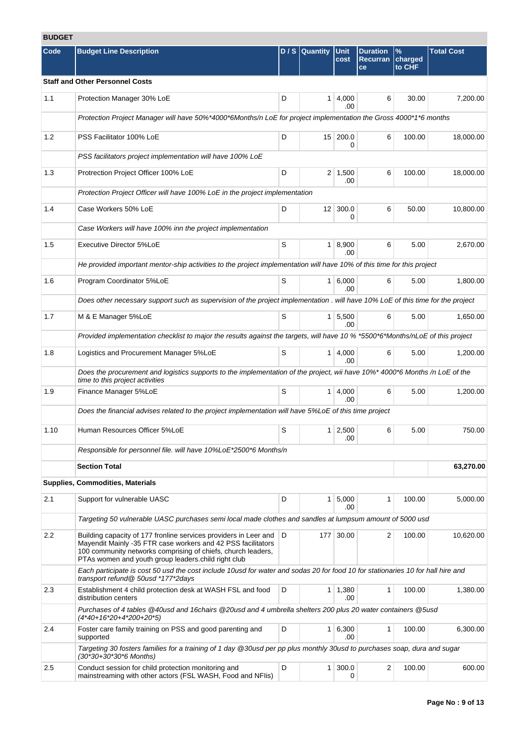**BUDGET**

| Code | Budget Line Description | D / S | Quantity | Unit cost | Duration Recurrance | % charged to CHF | Total Cost |
|---|---|---|---|---|---|---|---|
| **Staff and Other Personnel Costs** | | | | | | | |
| 1.1 | Protection Manager 30% LoE | D | 1 | 4,000.00 | 6 | 30.00 | 7,200.00 |
| | *Protection Project Manager will have 50%*4000*6Months/n LoE for project implementation the Gross 4000*1*6 months* | | | | | | |
| 1.2 | PSS Facilitator 100% LoE | D | 15 | 200.00 | 6 | 100.00 | 18,000.00 |
| | *PSS facilitators project implementation will have 100% LoE* | | | | | | |
| 1.3 | Protrection Project Officer 100% LoE | D | 2 | 1,500.00 | 6 | 100.00 | 18,000.00 |
| | *Protection Project Officer will have 100% LoE in the project implementation* | | | | | | |
| 1.4 | Case Workers 50% LoE | D | 12 | 300.00 | 6 | 50.00 | 10,800.00 |
| | *Case Workers will have 100% inn the project implementation* | | | | | | |
| 1.5 | Executive Director 5%LoE | S | 1 | 8,900.00 | 6 | 5.00 | 2,670.00 |
| | *He provided important mentor-ship activities to the project implementation will have 10% of this time for this project* | | | | | | |
| 1.6 | Program Coordinator 5%LoE | S | 1 | 6,000.00 | 6 | 5.00 | 1,800.00 |
| | *Does other necessary support such as supervision of the project implementation . will have 10% LoE of this time for the project* | | | | | | |
| 1.7 | M & E Manager 5%LoE | S | 1 | 5,500.00 | 6 | 5.00 | 1,650.00 |
| | *Provided implementation checklist to major the results against the targets, will have 10 % *5500*6*Months/nLoE of this project* | | | | | | |
| 1.8 | Logistics and Procurement Manager 5%LoE | S | 1 | 4,000.00 | 6 | 5.00 | 1,200.00 |
| | *Does the procurement and logistics supports to the implementation of the project, wii have 10%* 4000*6 Months /n LoE of the time to this project activities* | | | | | | |
| 1.9 | Finance Manager 5%LoE | S | 1 | 4,000.00 | 6 | 5.00 | 1,200.00 |
| | *Does the financial advises related to the project implementation will have 5%LoE of this time project* | | | | | | |
| 1.10 | Human Resources Officer 5%LoE | S | 1 | 2,500.00 | 6 | 5.00 | 750.00 |
| | *Responsible for personnel file. will have 10%LoE*2500*6 Months/n* | | | | | | |
| | **Section Total** | | | | | | **63,270.00** |
| **Supplies, Commodities, Materials** | | | | | | | |
| 2.1 | Support for vulnerable UASC | D | 1 | 5,000.00 | 1 | 100.00 | 5,000.00 |
| | *Targeting 50 vulnerable UASC purchases semi local made clothes and sandles at lumpsum amount of 5000 usd* | | | | | | |
| 2.2 | Building capacity of 177 fronline services providers in Leer and Mayendit Mainly -35 FTR case workers and 42 PSS facilitators 100 community networks comprising of chiefs, church leaders, PTAs women and youth group leaders.child right club | D | 177 | 30.00 | 2 | 100.00 | 10,620.00 |
| | *Each participate is cost 50 usd the cost include 10usd for water and sodas 20 for food 10 for stationaries 10 for hall hire and transport refund@ 50usd *177*2days* | | | | | | |
| 2.3 | Establishment 4 child protection desk at WASH FSL and food distribution centers | D | 1 | 1,380.00 | 1 | 100.00 | 1,380.00 |
| | *Purchases of 4 tables @40usd and 16chairs @20usd and 4 umbrella shelters 200 plus 20 water containers @5usd (4*40+16*20+4*200+20*5)* | | | | | | |
| 2.4 | Foster care family training on PSS and good parenting and supported | D | 1 | 6,300.00 | 1 | 100.00 | 6,300.00 |
| | *Targeting 30 fosters families for a training of 1 day @30usd per pp plus monthly 30usd to purchases soap, dura and sugar (30*30+30*30*6 Months)* | | | | | | |
| 2.5 | Conduct session for child protection monitoring and mainstreaming with other actors (FSL WASH, Food and NFIis) | D | 1 | 300.00 | 2 | 100.00 | 600.00 |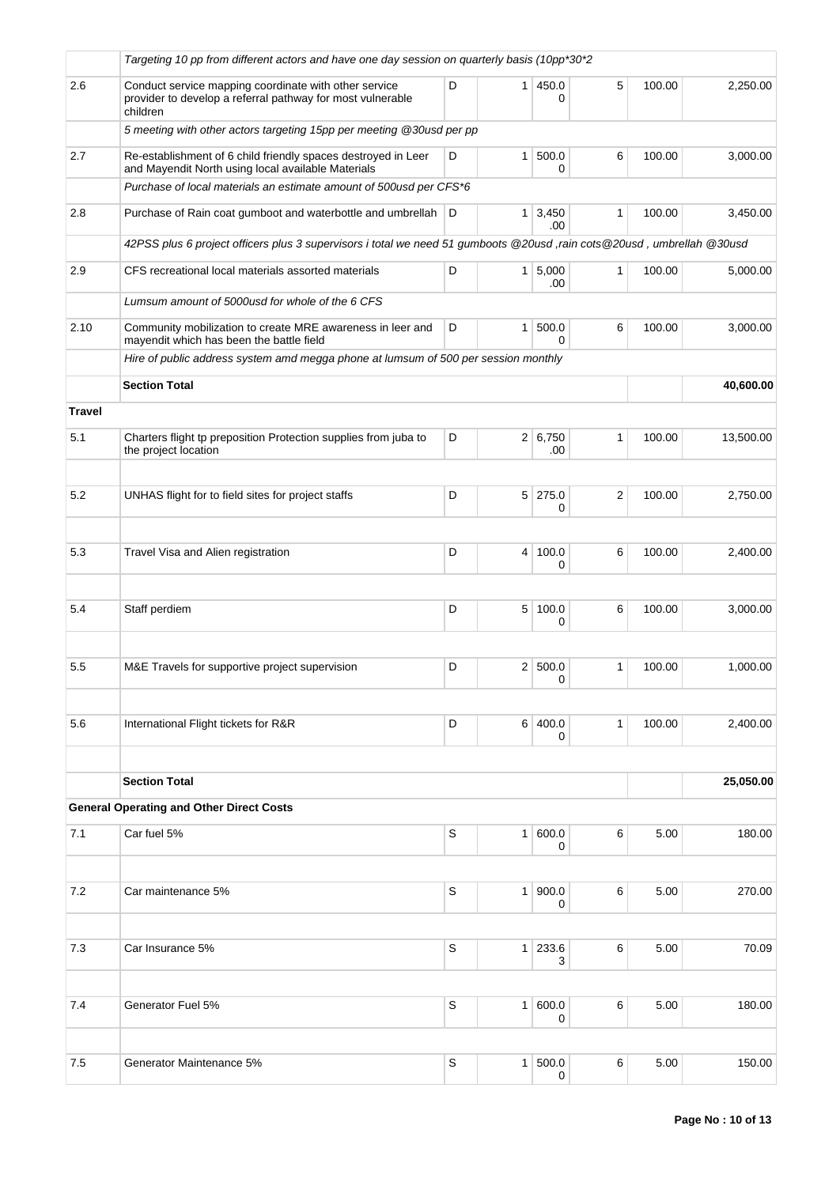| | | | | | | | |
|---|---|---|---|---|---|---|---|
| | *Targeting 10 pp from different actors and have one day session on quarterly basis (10pp*30*2* | | | | | | |
| 2.6 | Conduct service mapping coordinate with other service provider to develop a referral pathway for most vulnerable children | D | 1 | 450.00 | 5 | 100.00 | 2,250.00 |
| | *5 meeting with other actors targeting 15pp per meeting @30usd per pp* | | | | | | |
| 2.7 | Re-establishment of 6 child friendly spaces destroyed in Leer and Mayendit North using local available Materials | D | 1 | 500.00 | 6 | 100.00 | 3,000.00 |
| | *Purchase of local materials an estimate amount of 500usd per CFS*6* | | | | | | |
| 2.8 | Purchase of Rain coat gumboot and waterbottle and umbrellah | D | 1 | 3,450.00 | 1 | 100.00 | 3,450.00 |
| | *42PSS plus 6 project officers plus 3 supervisors i total we need 51 gumboots @20usd ,rain cots@20usd , umbrellah @30usd* | | | | | | |
| 2.9 | CFS recreational local materials assorted materials | D | 1 | 5,000.00 | 1 | 100.00 | 5,000.00 |
| | *Lumsum amount of 5000usd for whole of the 6 CFS* | | | | | | |
| 2.10 | Community mobilization to create MRE awareness in leer and mayendit which has been the battle field | D | 1 | 500.00 | 6 | 100.00 | 3,000.00 |
| | *Hire of public address system amd megga phone at lumsum of 500 per session monthly* | | | | | | |
| | **Section Total** | | | | | | **40,600.00** |
| **Travel** | | | | | | | |
| 5.1 | Charters flight tp preposition Protection supplies from juba to the project location | D | 2 | 6,750.00 | 1 | 100.00 | 13,500.00 |
| 5.2 | UNHAS flight for to field sites for project staffs | D | 5 | 275.00 | 2 | 100.00 | 2,750.00 |
| 5.3 | Travel Visa and Alien registration | D | 4 | 100.00 | 6 | 100.00 | 2,400.00 |
| 5.4 | Staff perdiem | D | 5 | 100.00 | 6 | 100.00 | 3,000.00 |
| 5.5 | M&E Travels for supportive project supervision | D | 2 | 500.00 | 1 | 100.00 | 1,000.00 |
| 5.6 | International Flight tickets for R&R | D | 6 | 400.00 | 1 | 100.00 | 2,400.00 |
| | **Section Total** | | | | | | **25,050.00** |
| | **General Operating and Other Direct Costs** | | | | | | |
| 7.1 | Car fuel 5% | S | 1 | 600.00 | 6 | 5.00 | 180.00 |
| 7.2 | Car maintenance 5% | S | 1 | 900.00 | 6 | 5.00 | 270.00 |
| 7.3 | Car Insurance 5% | S | 1 | 233.63 | 6 | 5.00 | 70.09 |
| 7.4 | Generator Fuel 5% | S | 1 | 600.00 | 6 | 5.00 | 180.00 |
| 7.5 | Generator Maintenance 5% | S | 1 | 500.00 | 6 | 5.00 | 150.00 |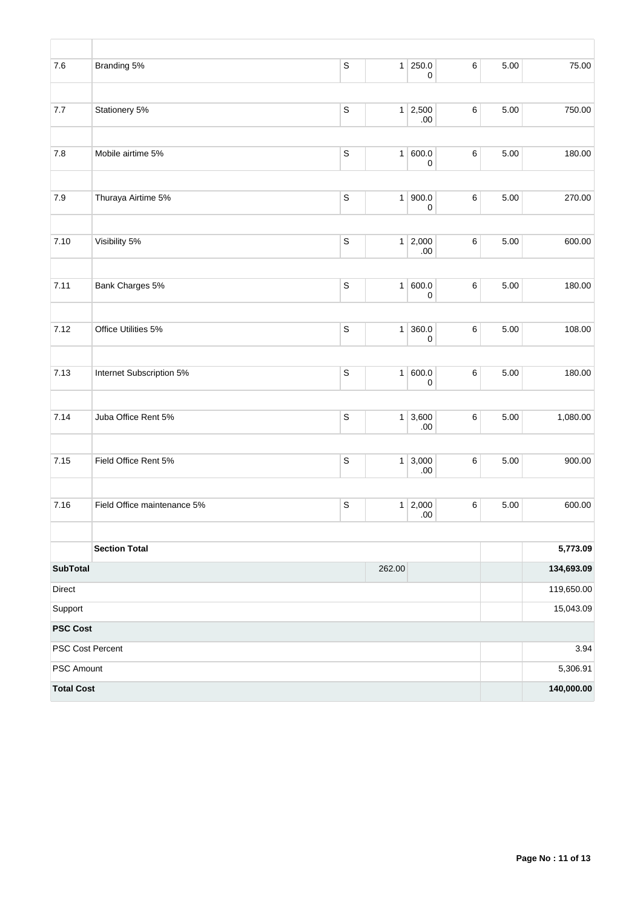| | | | | | | | |
|---|---|---|---|---|---|---|---|
| 7.6 | Branding 5% | S | 1 | 250.00 | 6 | 5.00 | 75.00 |
| 7.7 | Stationery 5% | S | 1 | 2,500.00 | 6 | 5.00 | 750.00 |
| 7.8 | Mobile airtime 5% | S | 1 | 600.00 | 6 | 5.00 | 180.00 |
| 7.9 | Thuraya Airtime 5% | S | 1 | 900.00 | 6 | 5.00 | 270.00 |
| 7.10 | Visibility 5% | S | 1 | 2,000.00 | 6 | 5.00 | 600.00 |
| 7.11 | Bank Charges 5% | S | 1 | 600.00 | 6 | 5.00 | 180.00 |
| 7.12 | Office Utilities 5% | S | 1 | 360.00 | 6 | 5.00 | 108.00 |
| 7.13 | Internet Subscription 5% | S | 1 | 600.00 | 6 | 5.00 | 180.00 |
| 7.14 | Juba Office Rent 5% | S | 1 | 3,600.00 | 6 | 5.00 | 1,080.00 |
| 7.15 | Field Office Rent 5% | S | 1 | 3,000.00 | 6 | 5.00 | 900.00 |
| 7.16 | Field Office maintenance 5% | S | 1 | 2,000.00 | 6 | 5.00 | 600.00 |
| | **Section Total** | | | | | | **5,773.09** |
| **SubTotal** | | | 262.00 | | | | **134,693.09** |
| Direct | | | | | | | 119,650.00 |
| Support | | | | | | | 15,043.09 |
| **PSC Cost** | | | | | | | |
| PSC Cost Percent | | | | | | | 3.94 |
| PSC Amount | | | | | | | 5,306.91 |
| **Total Cost** | | | | | | | **140,000.00** |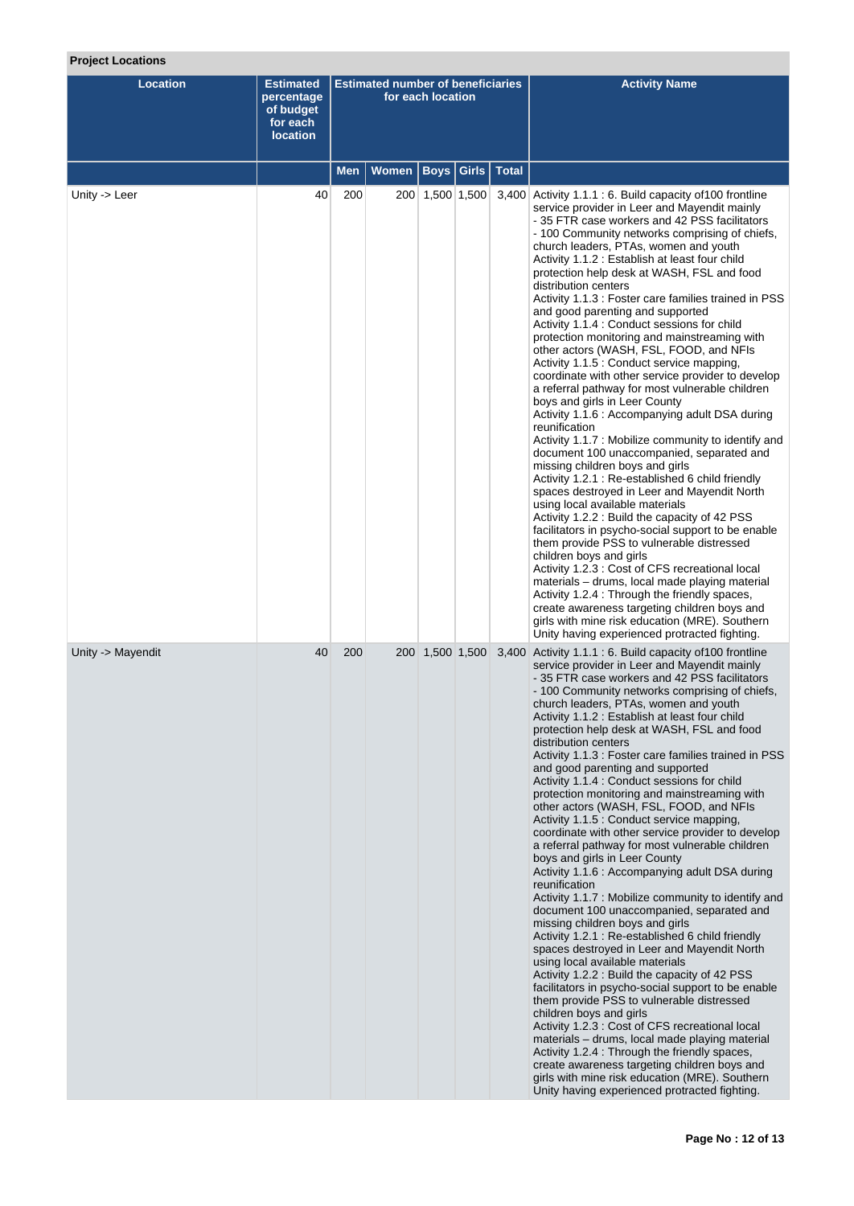**Project Locations**

| Location | Estimated percentage of budget for each location | Estimated number of beneficiaries for each location | | | | | Activity Name |
|---|---|---|---|---|---|---|---|
| | | Men | Women | Boys | Girls | Total | |
| Unity -> Leer | 40 | 200 | 200 | 1,500 | 1,500 | 3,400 | Activity 1.1.1 : 6. Build capacity of100 frontline service provider in Leer and Mayendit mainly<br>- 35 FTR case workers and 42 PSS facilitators<br>- 100 Community networks comprising of chiefs, church leaders, PTAs, women and youth<br>Activity 1.1.2 : Establish at least four child protection help desk at WASH, FSL and food distribution centers<br>Activity 1.1.3 : Foster care families trained in PSS and good parenting and supported<br>Activity 1.1.4 : Conduct sessions for child protection monitoring and mainstreaming with other actors (WASH, FSL, FOOD, and NFIs<br>Activity 1.1.5 : Conduct service mapping, coordinate with other service provider to develop a referral pathway for most vulnerable children boys and girls in Leer County<br>Activity 1.1.6 : Accompanying adult DSA during reunification<br>Activity 1.1.7 : Mobilize community to identify and document 100 unaccompanied, separated and missing children boys and girls<br>Activity 1.2.1 : Re-established 6 child friendly spaces destroyed in Leer and Mayendit North using local available materials<br>Activity 1.2.2 : Build the capacity of 42 PSS facilitators in psycho-social support to be enable them provide PSS to vulnerable distressed children boys and girls<br>Activity 1.2.3 : Cost of CFS recreational local materials – drums, local made playing material<br>Activity 1.2.4 : Through the friendly spaces, create awareness targeting children boys and girls with mine risk education (MRE). Southern Unity having experienced protracted fighting. |
| Unity -> Mayendit | 40 | 200 | 200 | 1,500 | 1,500 | 3,400 | Activity 1.1.1 : 6. Build capacity of100 frontline service provider in Leer and Mayendit mainly<br>- 35 FTR case workers and 42 PSS facilitators<br>- 100 Community networks comprising of chiefs, church leaders, PTAs, women and youth<br>Activity 1.1.2 : Establish at least four child protection help desk at WASH, FSL and food distribution centers<br>Activity 1.1.3 : Foster care families trained in PSS and good parenting and supported<br>Activity 1.1.4 : Conduct sessions for child protection monitoring and mainstreaming with other actors (WASH, FSL, FOOD, and NFIs<br>Activity 1.1.5 : Conduct service mapping, coordinate with other service provider to develop a referral pathway for most vulnerable children boys and girls in Leer County<br>Activity 1.1.6 : Accompanying adult DSA during reunification<br>Activity 1.1.7 : Mobilize community to identify and document 100 unaccompanied, separated and missing children boys and girls<br>Activity 1.2.1 : Re-established 6 child friendly spaces destroyed in Leer and Mayendit North using local available materials<br>Activity 1.2.2 : Build the capacity of 42 PSS facilitators in psycho-social support to be enable them provide PSS to vulnerable distressed children boys and girls<br>Activity 1.2.3 : Cost of CFS recreational local materials – drums, local made playing material<br>Activity 1.2.4 : Through the friendly spaces, create awareness targeting children boys and girls with mine risk education (MRE). Southern Unity having experienced protracted fighting. |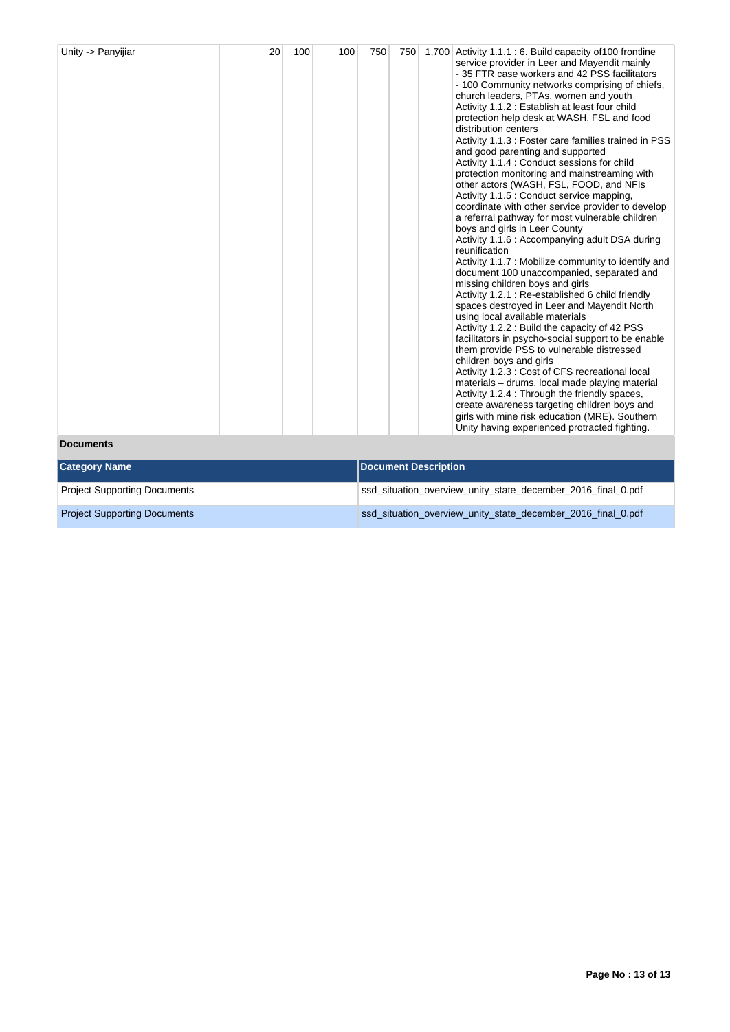| | | | | | | | |
|---|---|---|---|---|---|---|---|
| Unity -> Panyijiar | 20 | 100 | 100 | 750 | 750 | 1,700 | Activity 1.1.1 : 6. Build capacity of100 frontline service provider in Leer and Mayendit mainly<br>- 35 FTR case workers and 42 PSS facilitators<br>- 100 Community networks comprising of chiefs, church leaders, PTAs, women and youth<br>Activity 1.1.2 : Establish at least four child protection help desk at WASH, FSL and food distribution centers<br>Activity 1.1.3 : Foster care families trained in PSS and good parenting and supported<br>Activity 1.1.4 : Conduct sessions for child protection monitoring and mainstreaming with other actors (WASH, FSL, FOOD, and NFIs<br>Activity 1.1.5 : Conduct service mapping, coordinate with other service provider to develop a referral pathway for most vulnerable children boys and girls in Leer County<br>Activity 1.1.6 : Accompanying adult DSA during reunification<br>Activity 1.1.7 : Mobilize community to identify and document 100 unaccompanied, separated and missing children boys and girls<br>Activity 1.2.1 : Re-established 6 child friendly spaces destroyed in Leer and Mayendit North using local available materials<br>Activity 1.2.2 : Build the capacity of 42 PSS facilitators in psycho-social support to be enable them provide PSS to vulnerable distressed children boys and girls<br>Activity 1.2.3 : Cost of CFS recreational local materials – drums, local made playing material<br>Activity 1.2.4 : Through the friendly spaces, create awareness targeting children boys and girls with mine risk education (MRE). Southern Unity having experienced protracted fighting. |

**Documents**

| Category Name | Document Description |
|---|---|
| Project Supporting Documents | ssd_situation_overview_unity_state_december_2016_final_0.pdf |
| Project Supporting Documents | ssd_situation_overview_unity_state_december_2016_final_0.pdf |